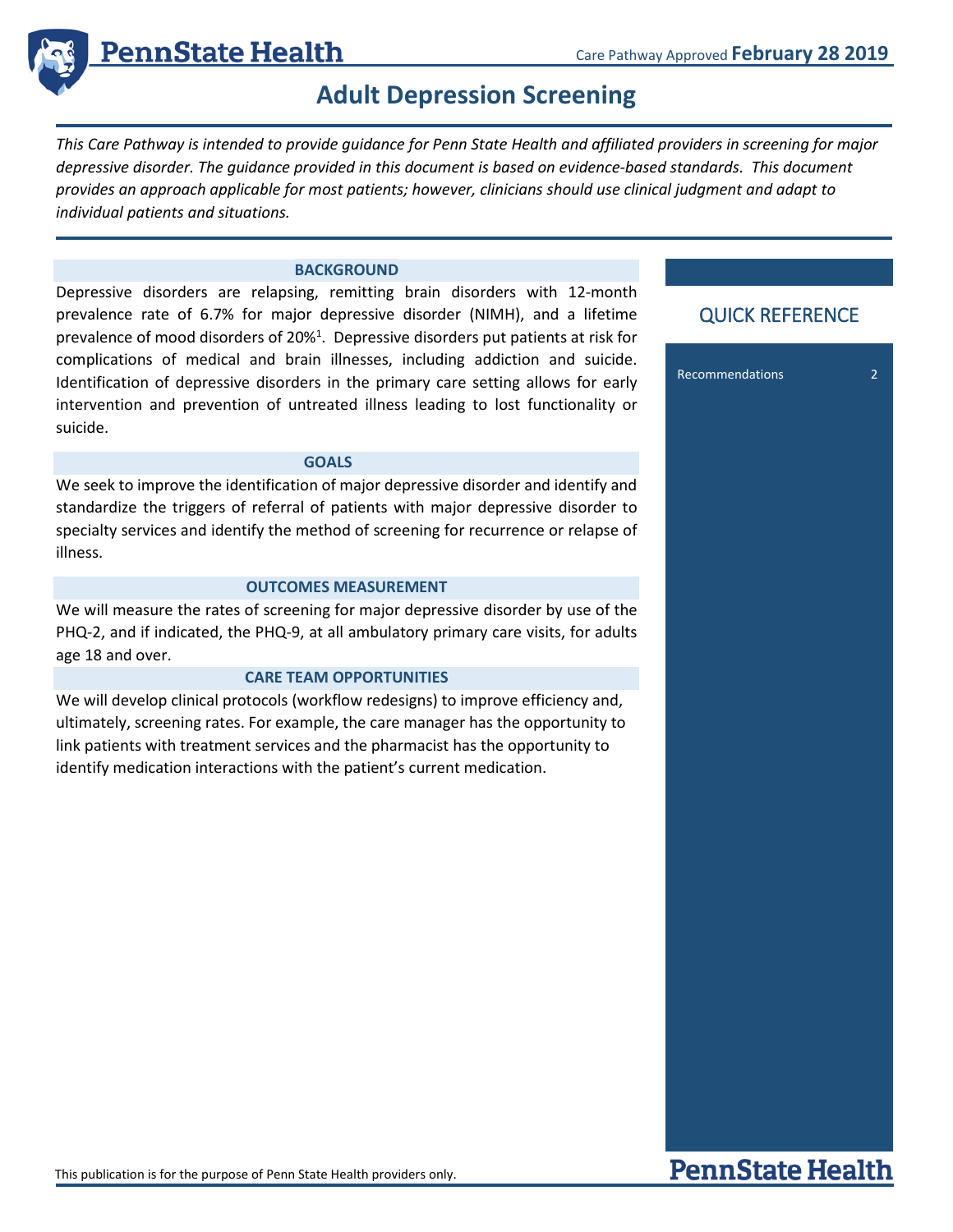Care Pathway Approved **February 28 2019**

# Adult Depression Screening

*This Care Pathway is intended to provide guidance for Penn State Health and affiliated providers in screening for major depressive disorder. The guidance provided in this document is based on evidence-based standards. This document provides an approach applicable for most patients; however, clinicians should use clinical judgment and adapt to individual patients and situations.*

## BACKGROUND

Depressive disorders are relapsing, remitting brain disorders with 12-month prevalence rate of 6.7% for major depressive disorder (NIMH), and a lifetime prevalence of mood disorders of 20%[1]. Depressive disorders put patients at risk for complications of medical and brain illnesses, including addiction and suicide. Identification of depressive disorders in the primary care setting allows for early intervention and prevention of untreated illness leading to lost functionality or suicide.

## GOALS

We seek to improve the identification of major depressive disorder and identify and standardize the triggers of referral of patients with major depressive disorder to specialty services and identify the method of screening for recurrence or relapse of illness.

## OUTCOMES MEASUREMENT

We will measure the rates of screening for major depressive disorder by use of the PHQ-2, and if indicated, the PHQ-9, at all ambulatory primary care visits, for adults age 18 and over.

## CARE TEAM OPPORTUNITIES

We will develop clinical protocols (workflow redesigns) to improve efficiency and, ultimately, screening rates. For example, the care manager has the opportunity to link patients with treatment services and the pharmacist has the opportunity to identify medication interactions with the patient's current medication.

## QUICK REFERENCE

| | |
|---|---|
| Recommendations | 2 |

This publication is for the purpose of Penn State Health providers only.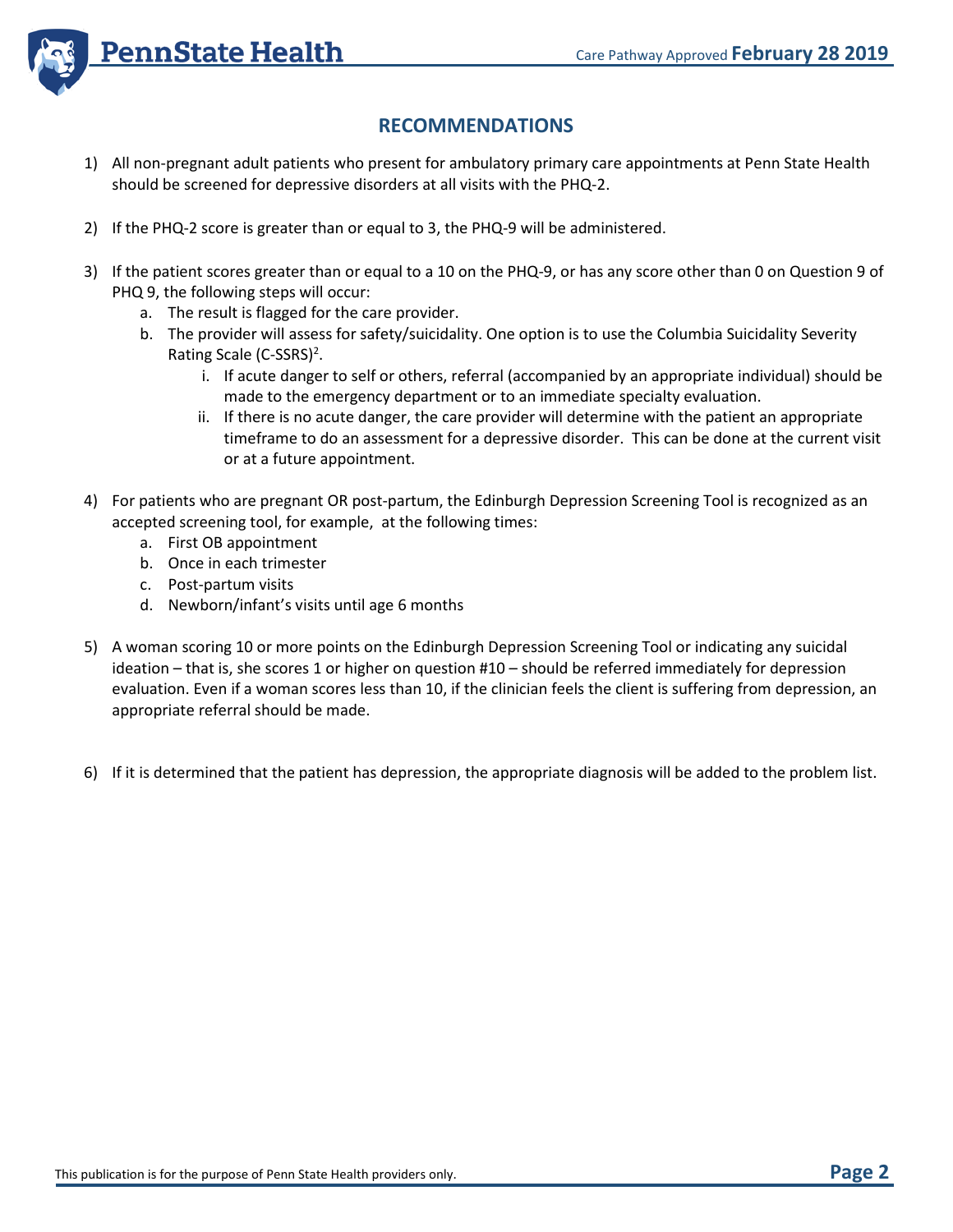## RECOMMENDATIONS

1) All non-pregnant adult patients who present for ambulatory primary care appointments at Penn State Health should be screened for depressive disorders at all visits with the PHQ-2.

2) If the PHQ-2 score is greater than or equal to 3, the PHQ-9 will be administered.

3) If the patient scores greater than or equal to a 10 on the PHQ-9, or has any score other than 0 on Question 9 of PHQ 9, the following steps will occur:
   a. The result is flagged for the care provider.
   b. The provider will assess for safety/suicidality. One option is to use the Columbia Suicidality Severity Rating Scale (C-SSRS)[2].
      i. If acute danger to self or others, referral (accompanied by an appropriate individual) should be made to the emergency department or to an immediate specialty evaluation.
      ii. If there is no acute danger, the care provider will determine with the patient an appropriate timeframe to do an assessment for a depressive disorder. This can be done at the current visit or at a future appointment.

4) For patients who are pregnant OR post-partum, the Edinburgh Depression Screening Tool is recognized as an accepted screening tool, for example, at the following times:
   a. First OB appointment
   b. Once in each trimester
   c. Post-partum visits
   d. Newborn/infant's visits until age 6 months

5) A woman scoring 10 or more points on the Edinburgh Depression Screening Tool or indicating any suicidal ideation – that is, she scores 1 or higher on question #10 – should be referred immediately for depression evaluation. Even if a woman scores less than 10, if the clinician feels the client is suffering from depression, an appropriate referral should be made.

6) If it is determined that the patient has depression, the appropriate diagnosis will be added to the problem list.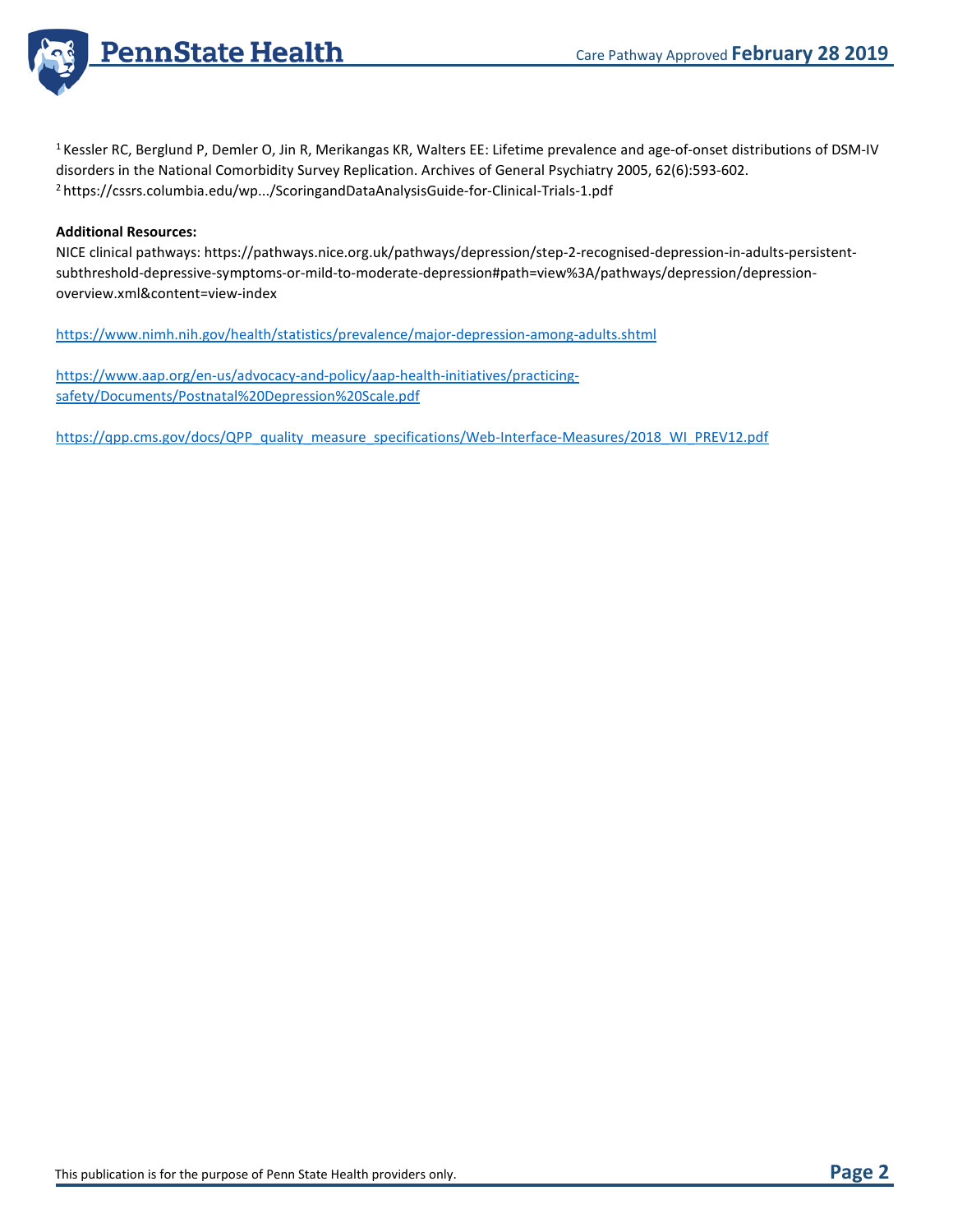[1] Kessler RC, Berglund P, Demler O, Jin R, Merikangas KR, Walters EE: Lifetime prevalence and age-of-onset distributions of DSM-IV disorders in the National Comorbidity Survey Replication. Archives of General Psychiatry 2005, 62(6):593-602.
[2] https://cssrs.columbia.edu/wp.../ScoringandDataAnalysisGuide-for-Clinical-Trials-1.pdf

**Additional Resources:**
NICE clinical pathways: https://pathways.nice.org.uk/pathways/depression/step-2-recognised-depression-in-adults-persistent-subthreshold-depressive-symptoms-or-mild-to-moderate-depression#path=view%3A/pathways/depression/depression-overview.xml&content=view-index

https://www.nimh.nih.gov/health/statistics/prevalence/major-depression-among-adults.shtml

https://www.aap.org/en-us/advocacy-and-policy/aap-health-initiatives/practicing-safety/Documents/Postnatal%20Depression%20Scale.pdf

https://qpp.cms.gov/docs/QPP_quality_measure_specifications/Web-Interface-Measures/2018_WI_PREV12.pdf